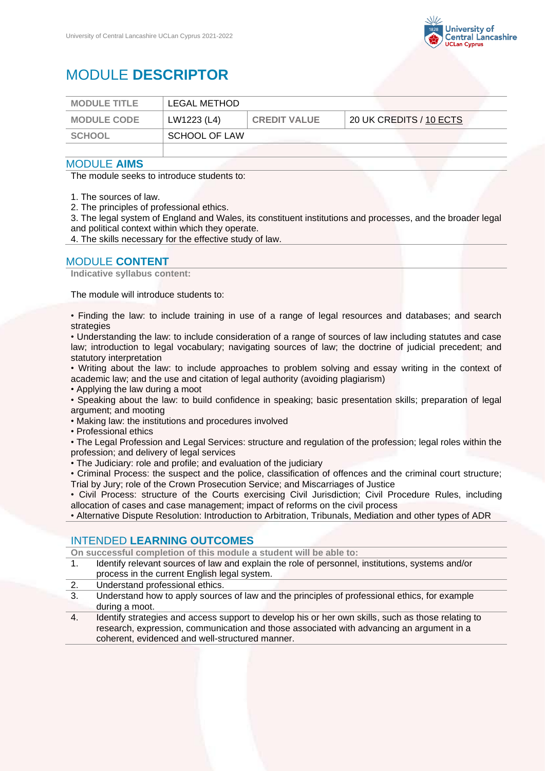# MODULE **DESCRIPTOR**

| MODULE TITLE | LEGAL METHOD | | |
|---|---|---|---|
| MODULE CODE | LW1223 (L4) | CREDIT VALUE | 20 UK CREDITS / 10 ECTS |
| SCHOOL | SCHOOL OF LAW | | |
| | | | |

## MODULE **AIMS**

The module seeks to introduce students to:

1. The sources of law.
2. The principles of professional ethics.
3. The legal system of England and Wales, its constituent institutions and processes, and the broader legal and political context within which they operate.
4. The skills necessary for the effective study of law.

## MODULE **CONTENT**

**Indicative syllabus content:**

The module will introduce students to:

- Finding the law: to include training in use of a range of legal resources and databases; and search strategies
- Understanding the law: to include consideration of a range of sources of law including statutes and case law; introduction to legal vocabulary; navigating sources of law; the doctrine of judicial precedent; and statutory interpretation
- Writing about the law: to include approaches to problem solving and essay writing in the context of academic law; and the use and citation of legal authority (avoiding plagiarism)
- Applying the law during a moot
- Speaking about the law: to build confidence in speaking; basic presentation skills; preparation of legal argument; and mooting
- Making law: the institutions and procedures involved
- Professional ethics
- The Legal Profession and Legal Services: structure and regulation of the profession; legal roles within the profession; and delivery of legal services
- The Judiciary: role and profile; and evaluation of the judiciary
- Criminal Process: the suspect and the police, classification of offences and the criminal court structure; Trial by Jury; role of the Crown Prosecution Service; and Miscarriages of Justice
- Civil Process: structure of the Courts exercising Civil Jurisdiction; Civil Procedure Rules, including allocation of cases and case management; impact of reforms on the civil process
- Alternative Dispute Resolution: Introduction to Arbitration, Tribunals, Mediation and other types of ADR

## INTENDED **LEARNING OUTCOMES**

**On successful completion of this module a student will be able to:**

1. Identify relevant sources of law and explain the role of personnel, institutions, systems and/or process in the current English legal system.
2. Understand professional ethics.
3. Understand how to apply sources of law and the principles of professional ethics, for example during a moot.
4. Identify strategies and access support to develop his or her own skills, such as those relating to research, expression, communication and those associated with advancing an argument in a coherent, evidenced and well-structured manner.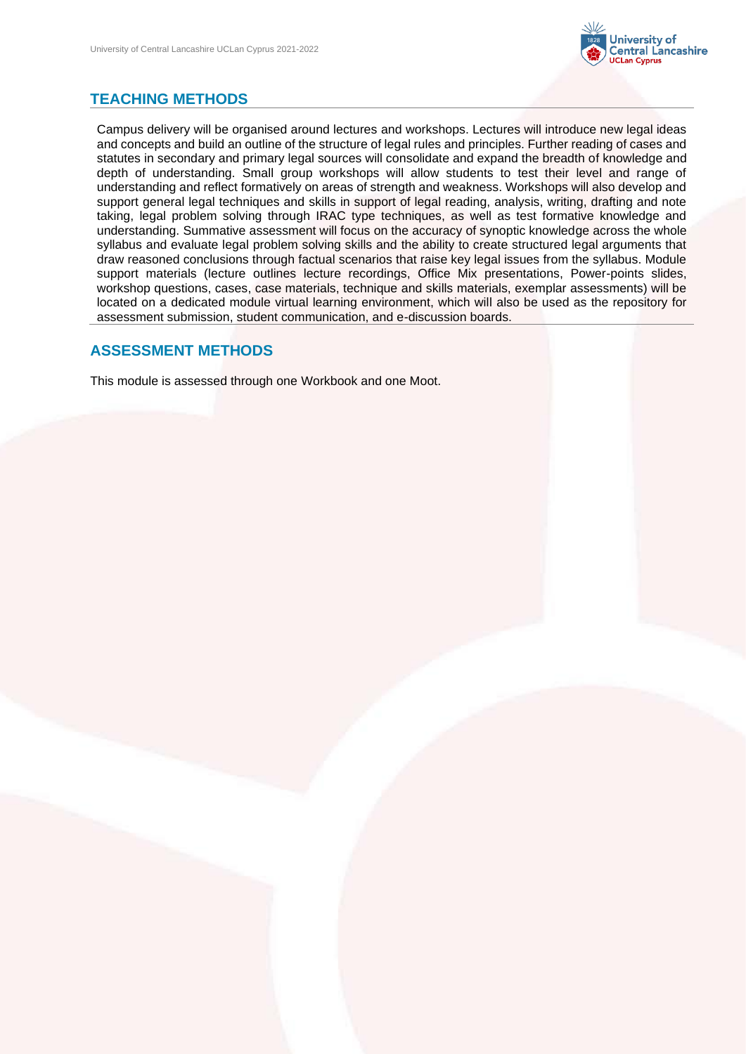## TEACHING METHODS

Campus delivery will be organised around lectures and workshops. Lectures will introduce new legal ideas and concepts and build an outline of the structure of legal rules and principles. Further reading of cases and statutes in secondary and primary legal sources will consolidate and expand the breadth of knowledge and depth of understanding. Small group workshops will allow students to test their level and range of understanding and reflect formatively on areas of strength and weakness. Workshops will also develop and support general legal techniques and skills in support of legal reading, analysis, writing, drafting and note taking, legal problem solving through IRAC type techniques, as well as test formative knowledge and understanding. Summative assessment will focus on the accuracy of synoptic knowledge across the whole syllabus and evaluate legal problem solving skills and the ability to create structured legal arguments that draw reasoned conclusions through factual scenarios that raise key legal issues from the syllabus. Module support materials (lecture outlines lecture recordings, Office Mix presentations, Power-points slides, workshop questions, cases, case materials, technique and skills materials, exemplar assessments) will be located on a dedicated module virtual learning environment, which will also be used as the repository for assessment submission, student communication, and e-discussion boards.

## ASSESSMENT METHODS

This module is assessed through one Workbook and one Moot.